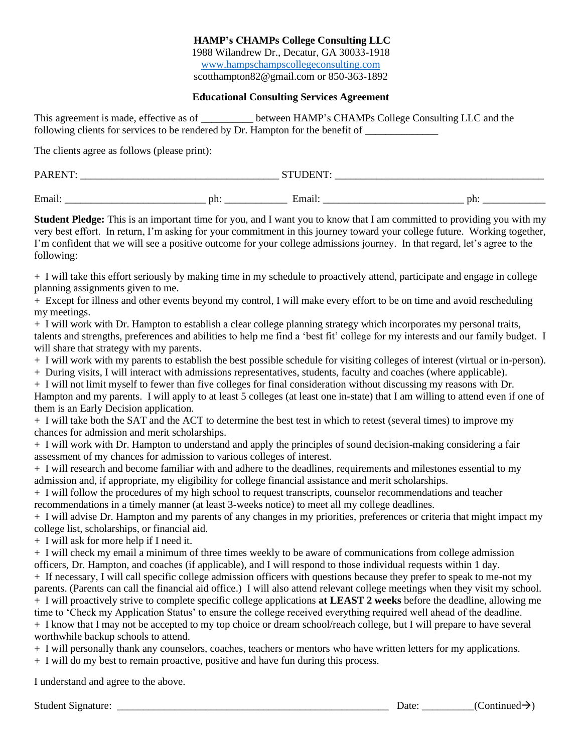**HAMP's CHAMPs College Consulting LLC**
1988 Wilandrew Dr., Decatur, GA 30033-1918
www.hampschampscollegeconsulting.com
scotthampton82@gmail.com or 850-363-1892

**Educational Consulting Services Agreement**

This agreement is made, effective as of __________ between HAMP's CHAMPs College Consulting LLC and the following clients for services to be rendered by Dr. Hampton for the benefit of ______________

The clients agree as follows (please print):

PARENT: ______________________________________ STUDENT: ________________________________________

Email: ___________________________ ph: ____________ Email: ___________________________ ph: ____________

**Student Pledge:** This is an important time for you, and I want you to know that I am committed to providing you with my very best effort. In return, I'm asking for your commitment in this journey toward your college future. Working together, I'm confident that we will see a positive outcome for your college admissions journey. In that regard, let's agree to the following:

+ I will take this effort seriously by making time in my schedule to proactively attend, participate and engage in college planning assignments given to me.
+ Except for illness and other events beyond my control, I will make every effort to be on time and avoid rescheduling my meetings.
+ I will work with Dr. Hampton to establish a clear college planning strategy which incorporates my personal traits, talents and strengths, preferences and abilities to help me find a 'best fit' college for my interests and our family budget. I will share that strategy with my parents.
+ I will work with my parents to establish the best possible schedule for visiting colleges of interest (virtual or in-person).
+ During visits, I will interact with admissions representatives, students, faculty and coaches (where applicable).
+ I will not limit myself to fewer than five colleges for final consideration without discussing my reasons with Dr. Hampton and my parents. I will apply to at least 5 colleges (at least one in-state) that I am willing to attend even if one of them is an Early Decision application.
+ I will take both the SAT and the ACT to determine the best test in which to retest (several times) to improve my chances for admission and merit scholarships.
+ I will work with Dr. Hampton to understand and apply the principles of sound decision-making considering a fair assessment of my chances for admission to various colleges of interest.
+ I will research and become familiar with and adhere to the deadlines, requirements and milestones essential to my admission and, if appropriate, my eligibility for college financial assistance and merit scholarships.
+ I will follow the procedures of my high school to request transcripts, counselor recommendations and teacher recommendations in a timely manner (at least 3-weeks notice) to meet all my college deadlines.
+ I will advise Dr. Hampton and my parents of any changes in my priorities, preferences or criteria that might impact my college list, scholarships, or financial aid.
+ I will ask for more help if I need it.
+ I will check my email a minimum of three times weekly to be aware of communications from college admission officers, Dr. Hampton, and coaches (if applicable), and I will respond to those individual requests within 1 day.
+ If necessary, I will call specific college admission officers with questions because they prefer to speak to me-not my parents. (Parents can call the financial aid office.) I will also attend relevant college meetings when they visit my school.
+ I will proactively strive to complete specific college applications **at LEAST 2 weeks** before the deadline, allowing me time to 'Check my Application Status' to ensure the college received everything required well ahead of the deadline.
+ I know that I may not be accepted to my top choice or dream school/reach college, but I will prepare to have several worthwhile backup schools to attend.
+ I will personally thank any counselors, coaches, teachers or mentors who have written letters for my applications.
+ I will do my best to remain proactive, positive and have fun during this process.

I understand and agree to the above.

Student Signature: ______________________________________________________ Date: __________(Continued→)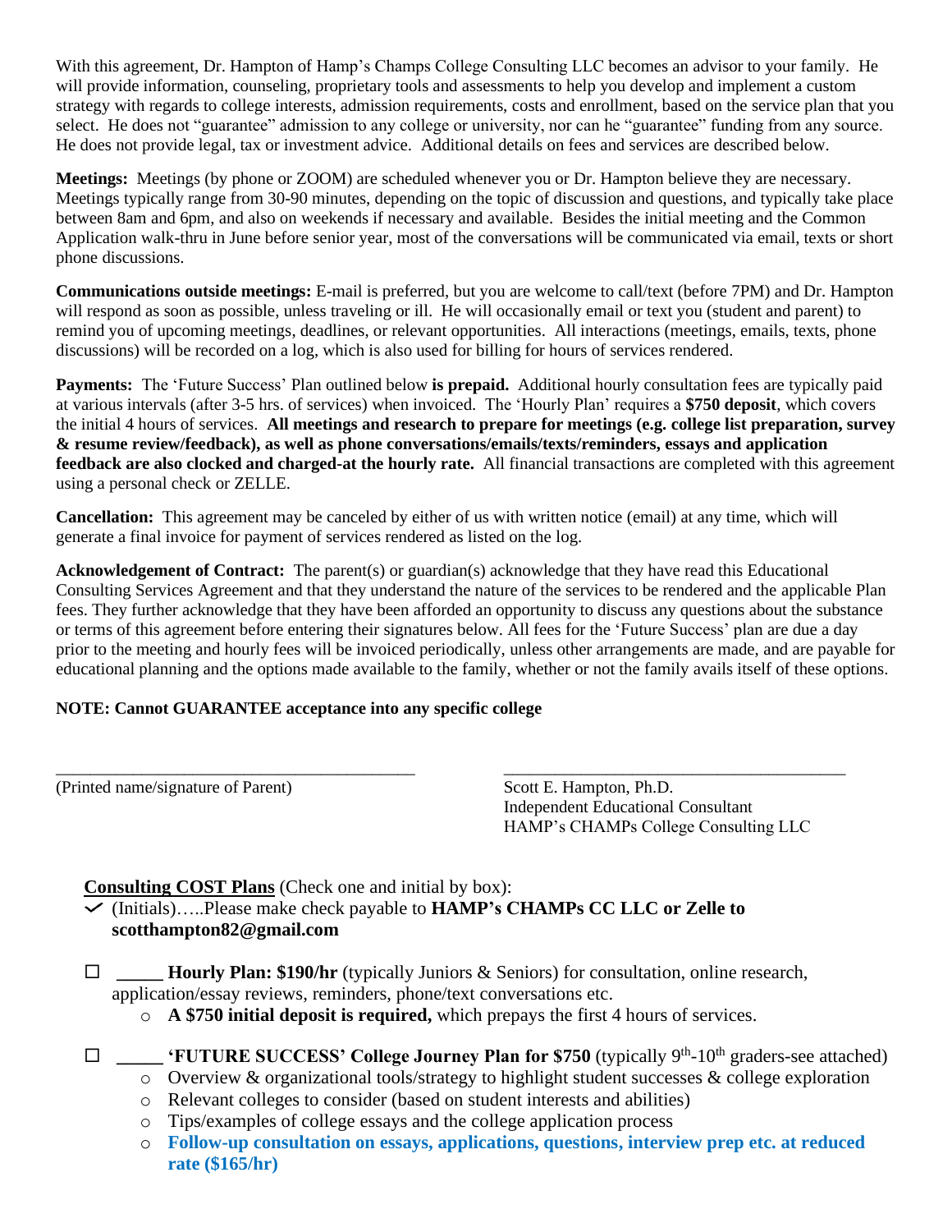With this agreement, Dr. Hampton of Hamp's Champs College Consulting LLC becomes an advisor to your family. He will provide information, counseling, proprietary tools and assessments to help you develop and implement a custom strategy with regards to college interests, admission requirements, costs and enrollment, based on the service plan that you select. He does not "guarantee" admission to any college or university, nor can he "guarantee" funding from any source. He does not provide legal, tax or investment advice. Additional details on fees and services are described below.

**Meetings:** Meetings (by phone or ZOOM) are scheduled whenever you or Dr. Hampton believe they are necessary. Meetings typically range from 30-90 minutes, depending on the topic of discussion and questions, and typically take place between 8am and 6pm, and also on weekends if necessary and available. Besides the initial meeting and the Common Application walk-thru in June before senior year, most of the conversations will be communicated via email, texts or short phone discussions.

**Communications outside meetings:** E-mail is preferred, but you are welcome to call/text (before 7PM) and Dr. Hampton will respond as soon as possible, unless traveling or ill. He will occasionally email or text you (student and parent) to remind you of upcoming meetings, deadlines, or relevant opportunities. All interactions (meetings, emails, texts, phone discussions) will be recorded on a log, which is also used for billing for hours of services rendered.

**Payments:** The 'Future Success' Plan outlined below **is prepaid.** Additional hourly consultation fees are typically paid at various intervals (after 3-5 hrs. of services) when invoiced. The 'Hourly Plan' requires a **$750 deposit**, which covers the initial 4 hours of services. **All meetings and research to prepare for meetings (e.g. college list preparation, survey & resume review/feedback), as well as phone conversations/emails/texts/reminders, essays and application feedback are also clocked and charged-at the hourly rate.** All financial transactions are completed with this agreement using a personal check or ZELLE.

**Cancellation:** This agreement may be canceled by either of us with written notice (email) at any time, which will generate a final invoice for payment of services rendered as listed on the log.

**Acknowledgement of Contract:** The parent(s) or guardian(s) acknowledge that they have read this Educational Consulting Services Agreement and that they understand the nature of the services to be rendered and the applicable Plan fees. They further acknowledge that they have been afforded an opportunity to discuss any questions about the substance or terms of this agreement before entering their signatures below. All fees for the 'Future Success' plan are due a day prior to the meeting and hourly fees will be invoiced periodically, unless other arrangements are made, and are payable for educational planning and the options made available to the family, whether or not the family avails itself of these options.

**NOTE: Cannot GUARANTEE acceptance into any specific college**

\_\_\_\_\_\_\_\_\_\_\_\_\_\_\_\_\_\_\_\_\_\_\_\_\_\_\_\_\_\_\_\_\_\_\_\_\_\_\_\_\_\_
(Printed name/signature of Parent)

\_\_\_\_\_\_\_\_\_\_\_\_\_\_\_\_\_\_\_\_\_\_\_\_\_\_\_\_\_\_\_\_\_\_\_\_\_\_\_\_\_\_
Scott E. Hampton, Ph.D.
Independent Educational Consultant
HAMP's CHAMPs College Consulting LLC

**Consulting COST Plans** (Check one and initial by box):

✓ (Initials)…..Please make check payable to **HAMP's CHAMPs CC LLC or Zelle to scotthampton82@gmail.com**

☐ \_\_\_\_\_ **Hourly Plan: $190/hr** (typically Juniors & Seniors) for consultation, online research, application/essay reviews, reminders, phone/text conversations etc.

- **A $750 initial deposit is required,** which prepays the first 4 hours of services.

☐ \_\_\_\_\_ **'FUTURE SUCCESS' College Journey Plan for $750** (typically 9th-10th graders-see attached)

- Overview & organizational tools/strategy to highlight student successes & college exploration
- Relevant colleges to consider (based on student interests and abilities)
- Tips/examples of college essays and the college application process
- **Follow-up consultation on essays, applications, questions, interview prep etc. at reduced rate ($165/hr)**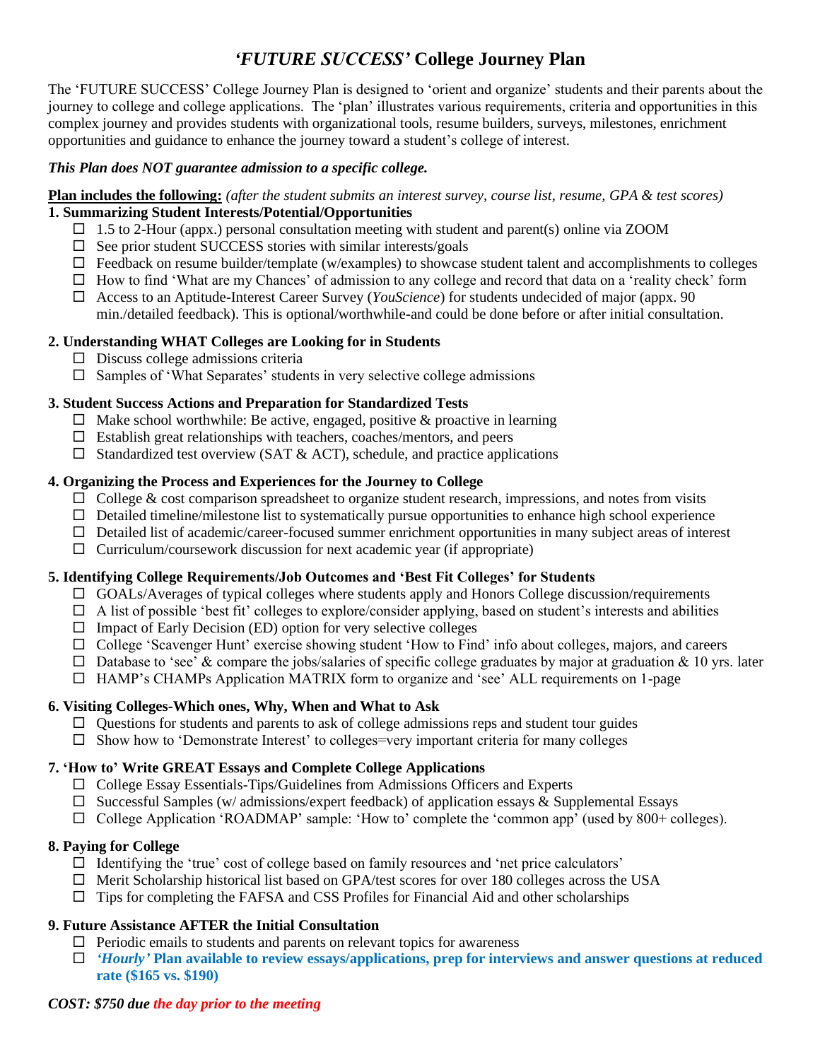# *'FUTURE SUCCESS'* College Journey Plan

The 'FUTURE SUCCESS' College Journey Plan is designed to 'orient and organize' students and their parents about the journey to college and college applications. The 'plan' illustrates various requirements, criteria and opportunities in this complex journey and provides students with organizational tools, resume builders, surveys, milestones, enrichment opportunities and guidance to enhance the journey toward a student's college of interest.

***This Plan does NOT guarantee admission to a specific college.***

**Plan includes the following:** *(after the student submits an interest survey, course list, resume, GPA & test scores)*

### 1. Summarizing Student Interests/Potential/Opportunities

- ☐ 1.5 to 2-Hour (appx.) personal consultation meeting with student and parent(s) online via ZOOM
- ☐ See prior student SUCCESS stories with similar interests/goals
- ☐ Feedback on resume builder/template (w/examples) to showcase student talent and accomplishments to colleges
- ☐ How to find 'What are my Chances' of admission to any college and record that data on a 'reality check' form
- ☐ Access to an Aptitude-Interest Career Survey (*YouScience*) for students undecided of major (appx. 90 min./detailed feedback). This is optional/worthwhile-and could be done before or after initial consultation.

### 2. Understanding WHAT Colleges are Looking for in Students

- ☐ Discuss college admissions criteria
- ☐ Samples of 'What Separates' students in very selective college admissions

### 3. Student Success Actions and Preparation for Standardized Tests

- ☐ Make school worthwhile: Be active, engaged, positive & proactive in learning
- ☐ Establish great relationships with teachers, coaches/mentors, and peers
- ☐ Standardized test overview (SAT & ACT), schedule, and practice applications

### 4. Organizing the Process and Experiences for the Journey to College

- ☐ College & cost comparison spreadsheet to organize student research, impressions, and notes from visits
- ☐ Detailed timeline/milestone list to systematically pursue opportunities to enhance high school experience
- ☐ Detailed list of academic/career-focused summer enrichment opportunities in many subject areas of interest
- ☐ Curriculum/coursework discussion for next academic year (if appropriate)

### 5. Identifying College Requirements/Job Outcomes and 'Best Fit Colleges' for Students

- ☐ GOALs/Averages of typical colleges where students apply and Honors College discussion/requirements
- ☐ A list of possible 'best fit' colleges to explore/consider applying, based on student's interests and abilities
- ☐ Impact of Early Decision (ED) option for very selective colleges
- ☐ College 'Scavenger Hunt' exercise showing student 'How to Find' info about colleges, majors, and careers
- ☐ Database to 'see' & compare the jobs/salaries of specific college graduates by major at graduation & 10 yrs. later
- ☐ HAMP's CHAMPs Application MATRIX form to organize and 'see' ALL requirements on 1-page

### 6. Visiting Colleges-Which ones, Why, When and What to Ask

- ☐ Questions for students and parents to ask of college admissions reps and student tour guides
- ☐ Show how to 'Demonstrate Interest' to colleges=very important criteria for many colleges

### 7. 'How to' Write GREAT Essays and Complete College Applications

- ☐ College Essay Essentials-Tips/Guidelines from Admissions Officers and Experts
- ☐ Successful Samples (w/ admissions/expert feedback) of application essays & Supplemental Essays
- ☐ College Application 'ROADMAP' sample: 'How to' complete the 'common app' (used by 800+ colleges).

### 8. Paying for College

- ☐ Identifying the 'true' cost of college based on family resources and 'net price calculators'
- ☐ Merit Scholarship historical list based on GPA/test scores for over 180 colleges across the USA
- ☐ Tips for completing the FAFSA and CSS Profiles for Financial Aid and other scholarships

### 9. Future Assistance AFTER the Initial Consultation

- ☐ Periodic emails to students and parents on relevant topics for awareness
- ☐ ***'Hourly'* Plan available to review essays/applications, prep for interviews and answer questions at reduced rate ($165 vs. $190)**

***COST: $750 due the day prior to the meeting***